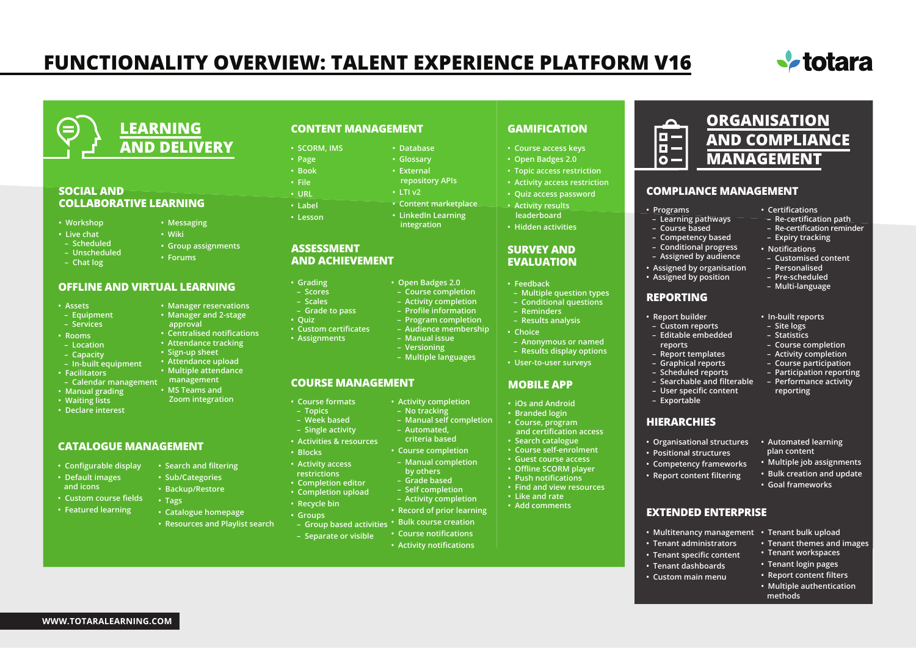# FUNCTIONALITY OVERVIEW: TALENT EXPERIENCE PLATFORM V16

## LEARNING AND DELIVERY

### SOCIAL AND COLLABORATIVE LEARNING

- Workshop
- Live chat
  - Scheduled
  - Unscheduled
  - Chat log
- Messaging
- Wiki
- Group assignments
- Forums

### OFFLINE AND VIRTUAL LEARNING

- Assets
  - Equipment
  - Services
- Rooms
  - Location
  - Capacity
  - In-built equipment
- Facilitators
  - Calendar management
- Manual grading
- Waiting lists
- Declare interest
- Manager reservations
- Manager and 2-stage approval
- Centralised notifications
- Attendance tracking
- Sign-up sheet
- Attendance upload
- Multiple attendance management
- MS Teams and Zoom integration

### CATALOGUE MANAGEMENT

- Configurable display
- Default images and icons
- Custom course fields
- Featured learning
- Search and filtering
- Sub/Categories
- Backup/Restore
- Tags
- Catalogue homepage
- Resources and Playlist search

### CONTENT MANAGEMENT

- SCORM, IMS
- Page
- Book
- File
- URL
- Label
- Lesson
- Database
- Glossary
- External repository APIs
- LTI v2
- Content marketplace
- LinkedIn Learning integration

### ASSESSMENT AND ACHIEVEMENT

- Grading
  - Scores
  - Scales
  - Grade to pass
- Quiz
- Custom certificates
- Assignments
- Open Badges 2.0
  - Course completion
  - Activity completion
  - Profile information
  - Program completion
  - Audience membership
  - Manual issue
  - Versioning
  - Multiple languages

### COURSE MANAGEMENT

- Course formats
  - Topics
  - Week based
  - Single activity
- Activities & resources
- Blocks
- Activity access restrictions
- Completion editor
- Completion upload
- Recycle bin
- Groups
  - Group based activities
  - Separate or visible
- Activity completion
  - No tracking
  - Manual self completion
  - Automated, criteria based
- Course completion
  - Manual completion by others
  - Grade based
  - Self completion
  - Activity completion
- Record of prior learning
- Bulk course creation
- Course notifications
- Activity notifications

### GAMIFICATION

- Course access keys
- Open Badges 2.0
- Topic access restriction
- Activity access restriction
- Quiz access password
- Activity results leaderboard
- Hidden activities

### SURVEY AND EVALUATION

- Feedback
  - Multiple question types
  - Conditional questions
  - Reminders
  - Results analysis
- Choice
  - Anonymous or named
  - Results display options
- User-to-user surveys

### MOBILE APP

- iOs and Android
- Branded login
- Course, program and certification access
- Search catalogue
- Course self-enrolment
- Guest course access
- Offline SCORM player
- Push notifications
- Find and view resources
- Like and rate
- Add comments

## ORGANISATION AND COMPLIANCE MANAGEMENT

### COMPLIANCE MANAGEMENT

- Programs
  - Learning pathways
  - Course based
  - Competency based
  - Conditional progress
  - Assigned by audience
- Assigned by organisation
- Assigned by position
- Certifications
  - Re-certification path
  - Re-certification reminder
  - Expiry tracking
- Notifications
  - Customised content
  - Personalised
  - Pre-scheduled
  - Multi-language

### REPORTING

- Report builder
  - Custom reports
  - Editable embedded reports
  - Report templates
  - Graphical reports
  - Scheduled reports
  - Searchable and filterable
  - User specific content
  - Exportable
- In-built reports
  - Site logs
  - Statistics
  - Course completion
  - Activity completion
  - Course participation
  - Participation reporting
  - Performance activity reporting

### HIERARCHIES

- Organisational structures
- Positional structures
- Competency frameworks
- Report content filtering
- Automated learning plan content
- Multiple job assignments
- Bulk creation and update
- Goal frameworks

### EXTENDED ENTERPRISE

- Multitenancy management
- Tenant administrators
- Tenant specific content
- Tenant dashboards
- Custom main menu
- Tenant bulk upload
- Tenant themes and images
- Tenant workspaces
- Tenant login pages
- Report content filters
- Multiple authentication methods

WWW.TOTARALEARNING.COM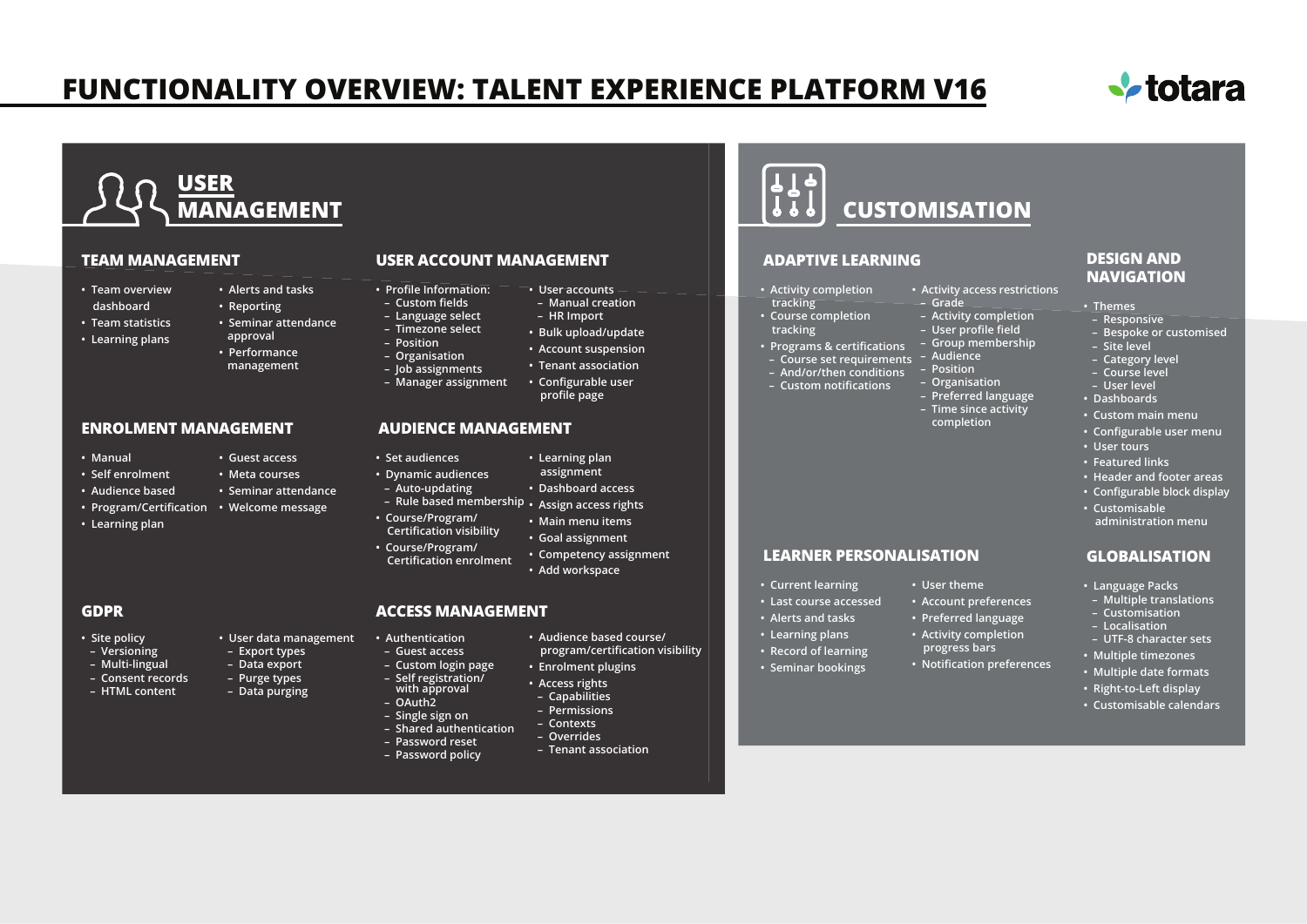# FUNCTIONALITY OVERVIEW: TALENT EXPERIENCE PLATFORM V16

## USER MANAGEMENT

### TEAM MANAGEMENT

- Team overview dashboard
- Team statistics
- Learning plans
- Alerts and tasks
- Reporting
- Seminar attendance approval
- Performance management

### USER ACCOUNT MANAGEMENT

- Profile Information:
  - Custom fields
  - Language select
  - Timezone select
  - Position
  - Organisation
  - Job assignments
  - Manager assignment
- User accounts
  - Manual creation
  - HR Import
- Bulk upload/update
- Account suspension
- Tenant association
- Configurable user profile page

### ENROLMENT MANAGEMENT

- Manual
- Self enrolment
- Audience based
- Program/Certification
- Learning plan
- Guest access
- Meta courses
- Seminar attendance
- Welcome message

### AUDIENCE MANAGEMENT

- Set audiences
- Dynamic audiences
  - Auto-updating
  - Rule based membership
- Course/Program/Certification visibility
- Course/Program/Certification enrolment
- Learning plan assignment
- Dashboard access
- Assign access rights
- Main menu items
- Goal assignment
- Competency assignment
- Add workspace

### GDPR

- Site policy
  - Versioning
  - Multi-lingual
  - Consent records
  - HTML content
- User data management
  - Export types
  - Data export
  - Purge types
  - Data purging

### ACCESS MANAGEMENT

- Authentication
  - Guest access
  - Custom login page
  - Self registration/with approval
  - OAuth2
  - Single sign on
  - Shared authentication
  - Password reset
  - Password policy
- Audience based course/program/certification visibility
- Enrolment plugins
- Access rights
  - Capabilities
  - Permissions
  - Contexts
  - Overrides
  - Tenant association

## CUSTOMISATION

### ADAPTIVE LEARNING

- Activity completion tracking
- Course completion tracking
- Programs & certifications
  - Course set requirements
  - And/or/then conditions
  - Custom notifications
- Activity access restrictions
  - Grade
  - Activity completion
  - User profile field
  - Group membership
  - Audience
  - Position
  - Organisation
  - Preferred language
  - Time since activity completion

### DESIGN AND NAVIGATION

- Themes
  - Responsive
  - Bespoke or customised
  - Site level
  - Category level
  - Course level
  - User level
- Dashboards
- Custom main menu
- Configurable user menu
- User tours
- Featured links
- Header and footer areas
- Configurable block display
- Customisable administration menu

### LEARNER PERSONALISATION

- Current learning
- Last course accessed
- Alerts and tasks
- Learning plans
- Record of learning
- Seminar bookings
- User theme
- Account preferences
- Preferred language
- Activity completion progress bars
- Notification preferences

### GLOBALISATION

- Language Packs
  - Multiple translations
  - Customisation
  - Localisation
  - UTF-8 character sets
- Multiple timezones
- Multiple date formats
- Right-to-Left display
- Customisable calendars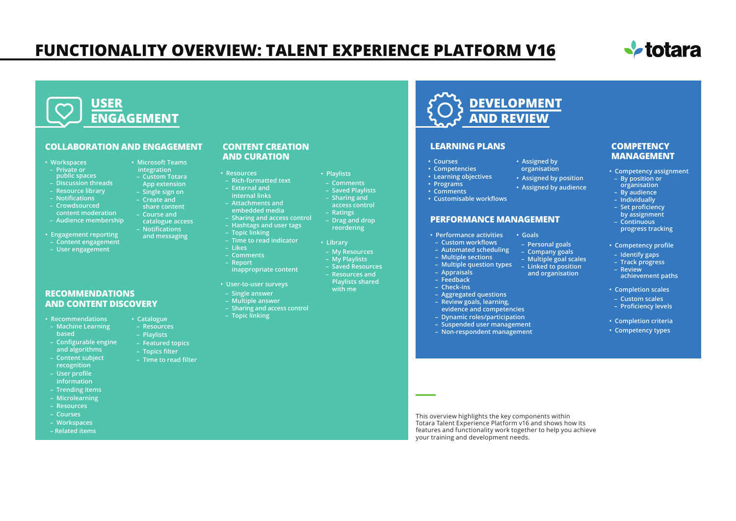# FUNCTIONALITY OVERVIEW: TALENT EXPERIENCE PLATFORM V16

## USER ENGAGEMENT

### COLLABORATION AND ENGAGEMENT

- Workspaces
  - Private or public spaces
  - Discussion threads
  - Resource library
  - Notifications
  - Crowdsourced content moderation
  - Audience membership
- Engagement reporting
  - Content engagement
  - User engagement
- Microsoft Teams integration
  - Custom Totara App extension
  - Single sign on
  - Create and share content
  - Course and catalogue access
  - Notifications and messaging

### RECOMMENDATIONS AND CONTENT DISCOVERY

- Recommendations
  - Machine Learning based
  - Configurable engine and algorithms
  - Content subject recognition
  - User profile information
  - Trending items
  - Microlearning
  - Resources
  - Courses
  - Workspaces
  - Related items
- Catalogue
  - Resources
  - Playlists
  - Featured topics
  - Topics filter
  - Time to read filter

### CONTENT CREATION AND CURATION

- Resources
  - Rich-formatted text
  - External and internal links
  - Attachments and embedded media
  - Sharing and access control
  - Hashtags and user tags
  - Topic linking
  - Time to read indicator
  - Likes
  - Comments
  - Report inappropriate content
- User-to-user surveys
  - Single answer
  - Multiple answer
  - Sharing and access control
  - Topic linking
- Playlists
  - Comments
  - Saved Playlists
  - Sharing and access control
  - Ratings
  - Drag and drop reordering
- Library
  - My Resources
  - My Playlists
  - Saved Resources
  - Resources and Playlists shared with me

## DEVELOPMENT AND REVIEW

### LEARNING PLANS

- Courses
- Competencies
- Learning objectives
- Programs
- Comments
- Customisable workflows
- Assigned by organisation
- Assigned by position
- Assigned by audience

### PERFORMANCE MANAGEMENT

- Performance activities
  - Custom workflows
  - Automated scheduling
  - Multiple sections
  - Multiple question types
  - Appraisals
  - Feedback
  - Check-ins
  - Aggregated questions
  - Review goals, learning, evidence and competencies
  - Dynamic roles/participation
  - Suspended user management
  - Non-respondent management
- Goals
  - Personal goals
  - Company goals
  - Multiple goal scales
  - Linked to position and organisation

### COMPETENCY MANAGEMENT

- Competency assignment
  - By position or organisation
  - By audience
  - Individually
  - Set proficiency by assignment
  - Continuous progress tracking
- Competency profile
  - Identify gaps
  - Track progress
  - Review achievement paths
- Completion scales
  - Custom scales
  - Proficiency levels
- Completion criteria
- Competency types

This overview highlights the key components within Totara Talent Experience Platform v16 and shows how its features and functionality work together to help you achieve your training and development needs.